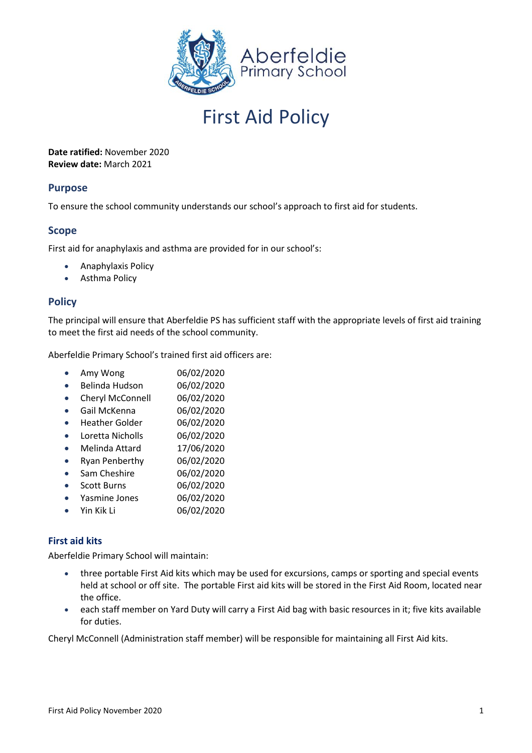Aberfeldie Primary School

# First Aid Policy

**Date ratified:** November 2020
**Review date:** March 2021

## Purpose

To ensure the school community understands our school's approach to first aid for students.

## Scope

First aid for anaphylaxis and asthma are provided for in our school's:

- Anaphylaxis Policy
- Asthma Policy

## Policy

The principal will ensure that Aberfeldie PS has sufficient staff with the appropriate levels of first aid training to meet the first aid needs of the school community.

Aberfeldie Primary School's trained first aid officers are:

- Amy Wong 06/02/2020
- Belinda Hudson 06/02/2020
- Cheryl McConnell 06/02/2020
- Gail McKenna 06/02/2020
- Heather Golder 06/02/2020
- Loretta Nicholls 06/02/2020
- Melinda Attard 17/06/2020
- Ryan Penberthy 06/02/2020
- Sam Cheshire 06/02/2020
- Scott Burns 06/02/2020
- Yasmine Jones 06/02/2020
- Yin Kik Li 06/02/2020

### First aid kits

Aberfeldie Primary School will maintain:

- three portable First Aid kits which may be used for excursions, camps or sporting and special events held at school or off site. The portable First aid kits will be stored in the First Aid Room, located near the office.
- each staff member on Yard Duty will carry a First Aid bag with basic resources in it; five kits available for duties.

Cheryl McConnell (Administration staff member) will be responsible for maintaining all First Aid kits.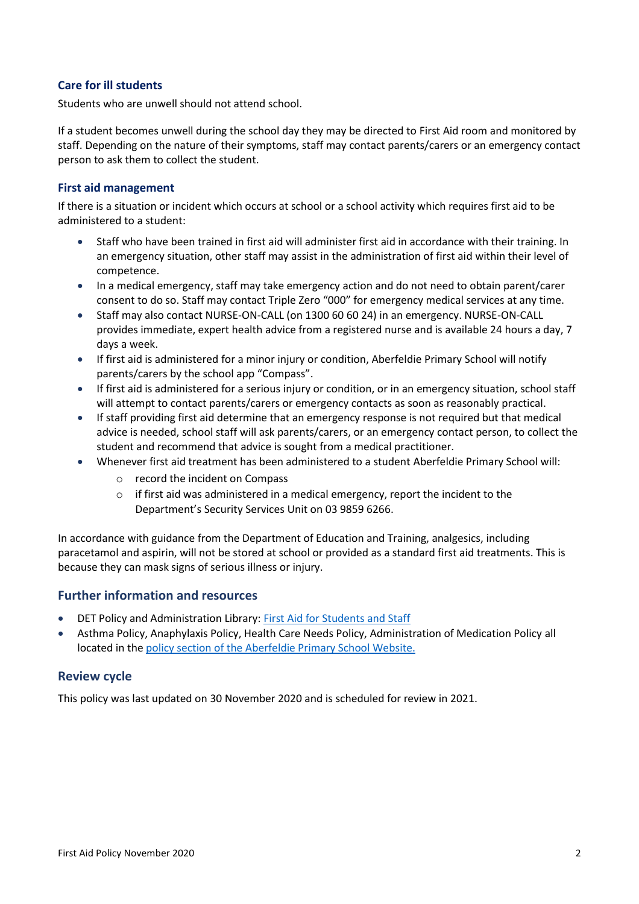### Care for ill students

Students who are unwell should not attend school.

If a student becomes unwell during the school day they may be directed to First Aid room and monitored by staff. Depending on the nature of their symptoms, staff may contact parents/carers or an emergency contact person to ask them to collect the student.

### First aid management

If there is a situation or incident which occurs at school or a school activity which requires first aid to be administered to a student:

- Staff who have been trained in first aid will administer first aid in accordance with their training. In an emergency situation, other staff may assist in the administration of first aid within their level of competence.
- In a medical emergency, staff may take emergency action and do not need to obtain parent/carer consent to do so. Staff may contact Triple Zero "000" for emergency medical services at any time.
- Staff may also contact NURSE-ON-CALL (on 1300 60 60 24) in an emergency. NURSE-ON-CALL provides immediate, expert health advice from a registered nurse and is available 24 hours a day, 7 days a week.
- If first aid is administered for a minor injury or condition, Aberfeldie Primary School will notify parents/carers by the school app "Compass".
- If first aid is administered for a serious injury or condition, or in an emergency situation, school staff will attempt to contact parents/carers or emergency contacts as soon as reasonably practical.
- If staff providing first aid determine that an emergency response is not required but that medical advice is needed, school staff will ask parents/carers, or an emergency contact person, to collect the student and recommend that advice is sought from a medical practitioner.
- Whenever first aid treatment has been administered to a student Aberfeldie Primary School will:
    - record the incident on Compass
    - if first aid was administered in a medical emergency, report the incident to the Department's Security Services Unit on 03 9859 6266.

In accordance with guidance from the Department of Education and Training, analgesics, including paracetamol and aspirin, will not be stored at school or provided as a standard first aid treatments. This is because they can mask signs of serious illness or injury.

## Further information and resources

- DET Policy and Administration Library: First Aid for Students and Staff
- Asthma Policy, Anaphylaxis Policy, Health Care Needs Policy, Administration of Medication Policy all located in the policy section of the Aberfeldie Primary School Website.

## Review cycle

This policy was last updated on 30 November 2020 and is scheduled for review in 2021.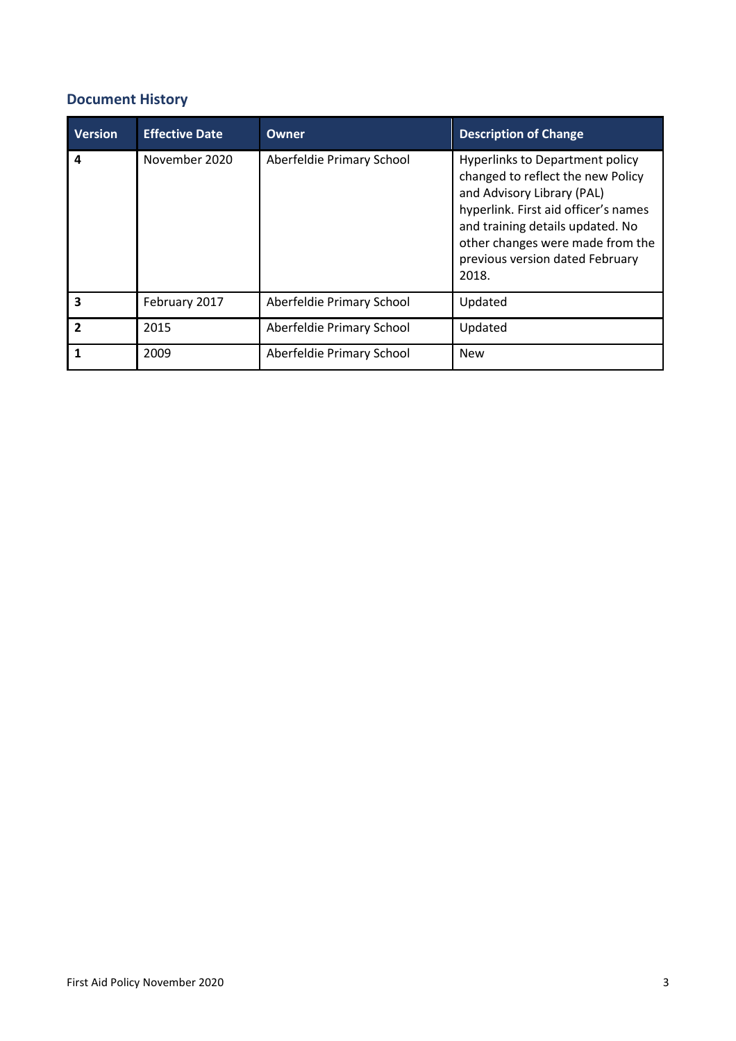## Document History

| Version | Effective Date | Owner | Description of Change |
|---|---|---|---|
| **4** | November 2020 | Aberfeldie Primary School | Hyperlinks to Department policy changed to reflect the new Policy and Advisory Library (PAL) hyperlink. First aid officer's names and training details updated. No other changes were made from the previous version dated February 2018. |
| **3** | February 2017 | Aberfeldie Primary School | Updated |
| **2** | 2015 | Aberfeldie Primary School | Updated |
| **1** | 2009 | Aberfeldie Primary School | New |